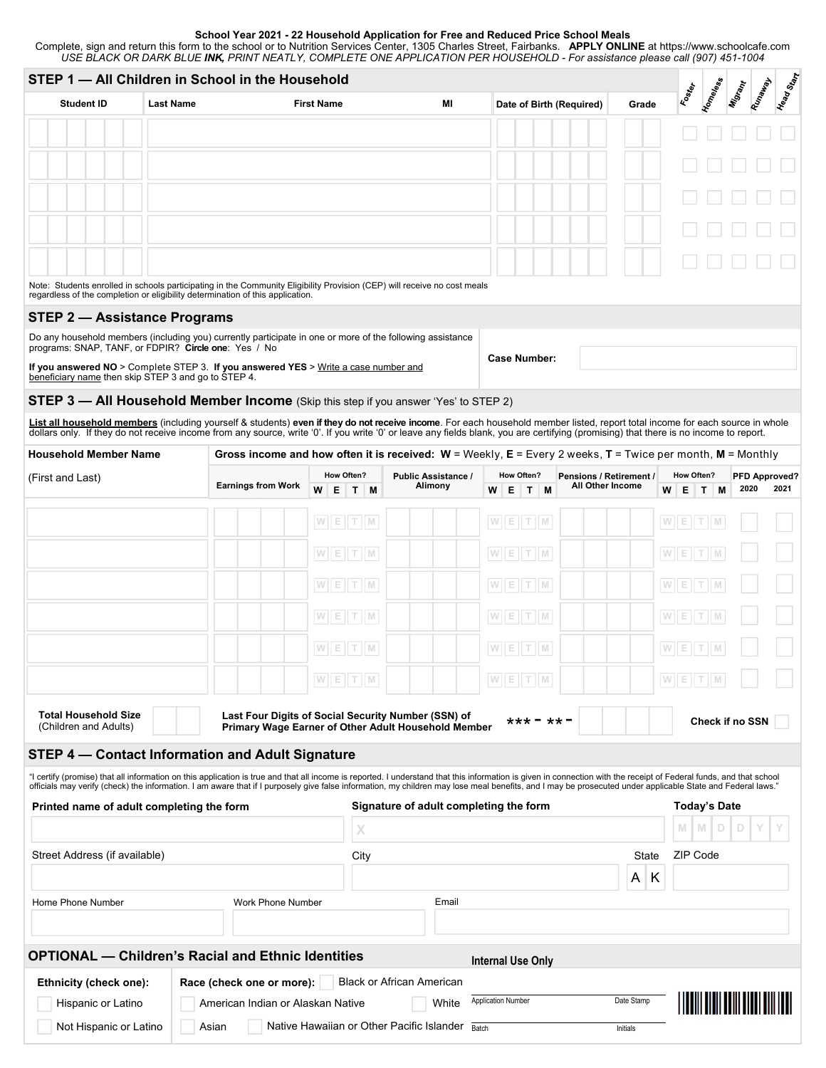**School Year 2021 - 22 Household Application for Free and Reduced Price School Meals**

Complete, sign and return this form to the school or to Nutrition Services Center, 1305 Charles Street, Fairbanks. **APPLY ONLINE** at https://www.schoolcafe.com

*USE BLACK OR DARK BLUE **INK**, PRINT NEATLY, COMPLETE ONE APPLICATION PER HOUSEHOLD - For assistance please call (907) 451-1004*

## STEP 1 — All Children in School in the Household

| Student ID | Last Name | First Name | MI | Date of Birth (Required) | Grade | Foster | Homeless | Migrant | Runaway | Head Start |
|---|---|---|---|---|---|---|---|---|---|---|
| | | | | | | ☐ | ☐ | ☐ | ☐ | ☐ |
| | | | | | | ☐ | ☐ | ☐ | ☐ | ☐ |
| | | | | | | ☐ | ☐ | ☐ | ☐ | ☐ |
| | | | | | | ☐ | ☐ | ☐ | ☐ | ☐ |
| | | | | | | ☐ | ☐ | ☐ | ☐ | ☐ |

Note: Students enrolled in schools participating in the Community Eligibility Provision (CEP) will receive no cost meals regardless of the completion or eligibility determination of this application.

## STEP 2 — Assistance Programs

Do any household members (including you) currently participate in one or more of the following assistance programs: SNAP, TANF, or FDPIR? **Circle one**: Yes / No

**If you answered NO** > Complete STEP 3. **If you answered YES** > Write a case number and beneficiary name then skip STEP 3 and go to STEP 4.

**Case Number:** ____________

## STEP 3 — All Household Member Income (Skip this step if you answer 'Yes' to STEP 2)

**List all household members** (including yourself & students) **even if they do not receive income**. For each household member listed, report total income for each source in whole dollars only. If they do not receive income from any source, write '0'. If you write '0' or leave any fields blank, you are certifying (promising) that there is no income to report.

**Gross income and how often it is received: W** = Weekly, **E** = Every 2 weeks, **T** = Twice per month, **M** = Monthly

| Household Member Name (First and Last) | Earnings from Work | How Often? W E T M | Public Assistance / Alimony | How Often? W E T M | Pensions / Retirement / All Other Income | How Often? W E T M | PFD Approved? 2020 | PFD Approved? 2021 |
|---|---|---|---|---|---|---|---|---|
| | | W E T M | | W E T M | | W E T M | ☐ | ☐ |
| | | W E T M | | W E T M | | W E T M | ☐ | ☐ |
| | | W E T M | | W E T M | | W E T M | ☐ | ☐ |
| | | W E T M | | W E T M | | W E T M | ☐ | ☐ |
| | | W E T M | | W E T M | | W E T M | ☐ | ☐ |
| | | W E T M | | W E T M | | W E T M | ☐ | ☐ |

**Total Household Size** (Children and Adults) ____

**Last Four Digits of Social Security Number (SSN) of Primary Wage Earner of Other Adult Household Member** *** - ** - ____ **Check if no SSN** ☐

## STEP 4 — Contact Information and Adult Signature

"I certify (promise) that all information on this application is true and that all income is reported. I understand that this information is given in connection with the receipt of Federal funds, and that school officials may verify (check) the information. I am aware that if I purposely give false information, my children may lose meal benefits, and I may be prosecuted under applicable State and Federal laws."

**Printed name of adult completing the form** ____________

**Signature of adult completing the form** X ____________

**Today's Date** MM DD YY

Street Address (if available) ____________

City ____________

State A K

ZIP Code ____________

Home Phone Number ____________

Work Phone Number ____________

Email ____________

## OPTIONAL — Children's Racial and Ethnic Identities

**Ethnicity (check one):**

- ☐ Hispanic or Latino
- ☐ Not Hispanic or Latino

**Race (check one or more):**

- ☐ Black or African American
- ☐ American Indian or Alaskan Native
- ☐ White
- ☐ Asian
- ☐ Native Hawaiian or Other Pacific Islander

**Internal Use Only**

Application Number ____ Date Stamp ____

Batch ____ Initials ____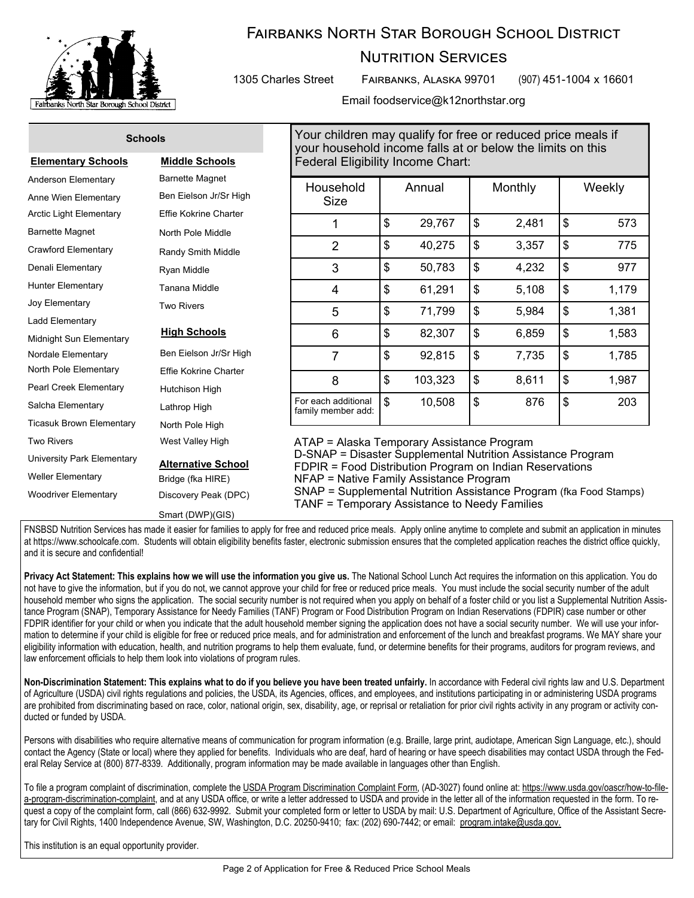# Fairbanks North Star Borough School District

## Nutrition Services

1305 Charles Street Fairbanks, Alaska 99701 (907) 451-1004 x 16601

Email foodservice@k12northstar.org

### Schools

**Elementary Schools**

- Anderson Elementary
- Anne Wien Elementary
- Arctic Light Elementary
- Barnette Magnet
- Crawford Elementary
- Denali Elementary
- Hunter Elementary
- Joy Elementary
- Ladd Elementary
- Midnight Sun Elementary
- Nordale Elementary
- North Pole Elementary
- Pearl Creek Elementary
- Salcha Elementary
- Ticasuk Brown Elementary
- Two Rivers
- University Park Elementary
- Weller Elementary
- Woodriver Elementary

**Middle Schools**

- Barnette Magnet
- Ben Eielson Jr/Sr High
- Effie Kokrine Charter
- North Pole Middle
- Randy Smith Middle
- Ryan Middle
- Tanana Middle
- Two Rivers

**High Schools**

- Ben Eielson Jr/Sr High
- Effie Kokrine Charter
- Hutchison High
- Lathrop High
- North Pole High
- West Valley High

**Alternative School**

- Bridge (fka HIRE)
- Discovery Peak (DPC)
- Smart (DWP)(GIS)

Your children may qualify for free or reduced price meals if your household income falls at or below the limits on this Federal Eligibility Income Chart:

| Household Size | Annual | Monthly | Weekly |
|---|---|---|---|
| 1 | $ 29,767 | $ 2,481 | $ 573 |
| 2 | $ 40,275 | $ 3,357 | $ 775 |
| 3 | $ 50,783 | $ 4,232 | $ 977 |
| 4 | $ 61,291 | $ 5,108 | $ 1,179 |
| 5 | $ 71,799 | $ 5,984 | $ 1,381 |
| 6 | $ 82,307 | $ 6,859 | $ 1,583 |
| 7 | $ 92,815 | $ 7,735 | $ 1,785 |
| 8 | $ 103,323 | $ 8,611 | $ 1,987 |
| For each additional family member add: | $ 10,508 | $ 876 | $ 203 |

ATAP = Alaska Temporary Assistance Program
D-SNAP = Disaster Supplemental Nutrition Assistance Program
FDPIR = Food Distribution Program on Indian Reservations
NFAP = Native Family Assistance Program
SNAP = Supplemental Nutrition Assistance Program (fka Food Stamps)
TANF = Temporary Assistance to Needy Families

FNSBSD Nutrition Services has made it easier for families to apply for free and reduced price meals. Apply online anytime to complete and submit an application in minutes at https://www.schoolcafe.com. Students will obtain eligibility benefits faster, electronic submission ensures that the completed application reaches the district office quickly, and it is secure and confidential!

**Privacy Act Statement: This explains how we will use the information you give us.** The National School Lunch Act requires the information on this application. You do not have to give the information, but if you do not, we cannot approve your child for free or reduced price meals. You must include the social security number of the adult household member who signs the application. The social security number is not required when you apply on behalf of a foster child or you list a Supplemental Nutrition Assistance Program (SNAP), Temporary Assistance for Needy Families (TANF) Program or Food Distribution Program on Indian Reservations (FDPIR) case number or other FDPIR identifier for your child or when you indicate that the adult household member signing the application does not have a social security number. We will use your information to determine if your child is eligible for free or reduced price meals, and for administration and enforcement of the lunch and breakfast programs. We MAY share your eligibility information with education, health, and nutrition programs to help them evaluate, fund, or determine benefits for their programs, auditors for program reviews, and law enforcement officials to help them look into violations of program rules.

**Non-Discrimination Statement: This explains what to do if you believe you have been treated unfairly.** In accordance with Federal civil rights law and U.S. Department of Agriculture (USDA) civil rights regulations and policies, the USDA, its Agencies, offices, and employees, and institutions participating in or administering USDA programs are prohibited from discriminating based on race, color, national origin, sex, disability, age, or reprisal or retaliation for prior civil rights activity in any program or activity conducted or funded by USDA.

Persons with disabilities who require alternative means of communication for program information (e.g. Braille, large print, audiotape, American Sign Language, etc.), should contact the Agency (State or local) where they applied for benefits. Individuals who are deaf, hard of hearing or have speech disabilities may contact USDA through the Federal Relay Service at (800) 877-8339. Additionally, program information may be made available in languages other than English.

To file a program complaint of discrimination, complete the USDA Program Discrimination Complaint Form, (AD-3027) found online at: https://www.usda.gov/oascr/how-to-file-a-program-discrimination-complaint, and at any USDA office, or write a letter addressed to USDA and provide in the letter all of the information requested in the form. To request a copy of the complaint form, call (866) 632-9992. Submit your completed form or letter to USDA by mail: U.S. Department of Agriculture, Office of the Assistant Secretary for Civil Rights, 1400 Independence Avenue, SW, Washington, D.C. 20250-9410; fax: (202) 690-7442; or email: program.intake@usda.gov.

This institution is an equal opportunity provider.